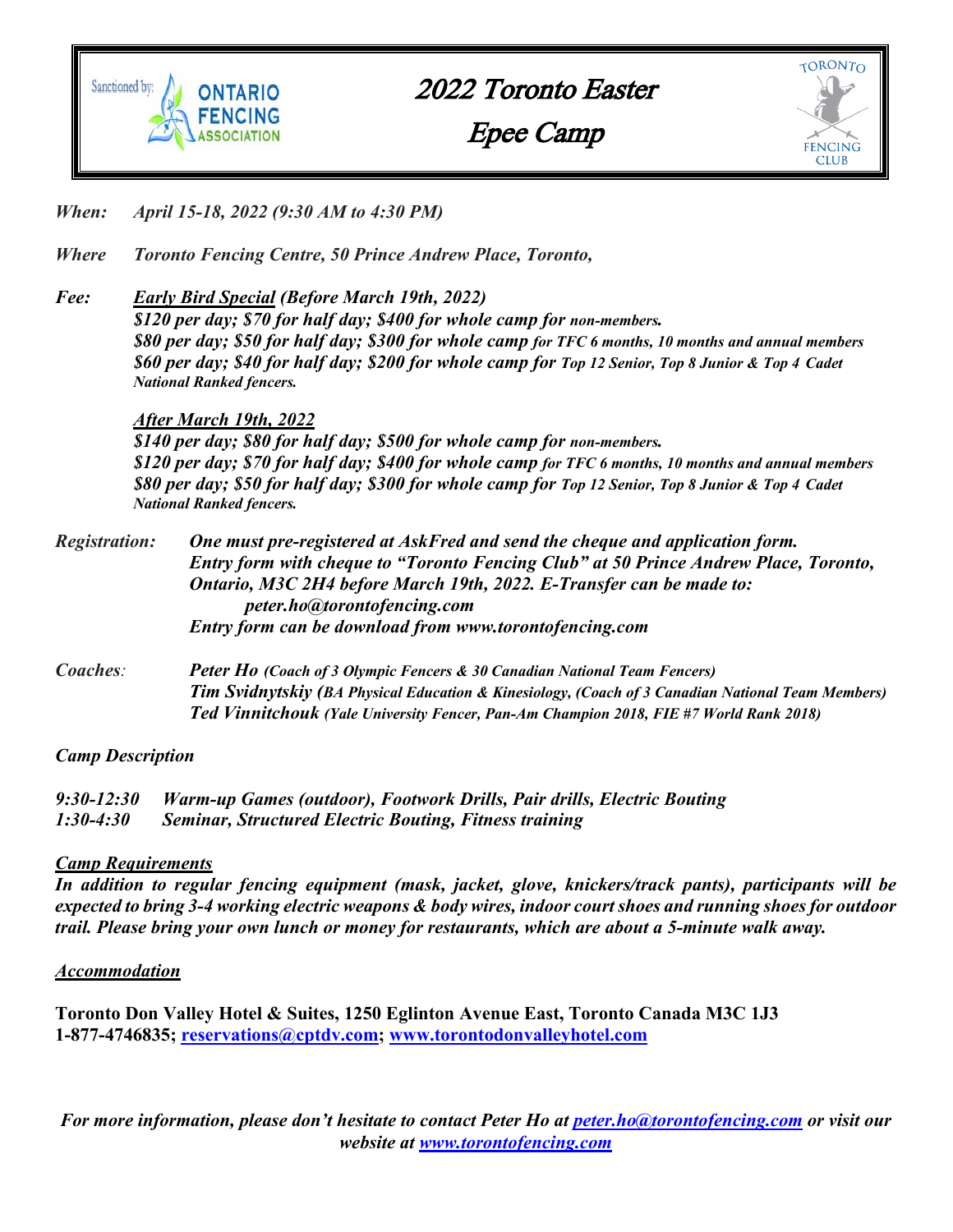Sanctioned by: ONTARIO FENCING ASSOCIATION

# 2022 Toronto Easter Epee Camp

TORONTO FENCING CLUB

***When:*** *April 15-18, 2022 (9:30 AM to 4:30 PM)*

***Where*** *Toronto Fencing Centre, 50 Prince Andrew Place, Toronto,*

***Fee:*** ***Early Bird Special** (Before March 19th, 2022)*

***$120 per day; $70 for half day; $400 for whole camp for** non-members.*

***$80 per day; $50 for half day; $300 for whole camp** for TFC 6 months, 10 months and annual members*

***$60 per day; $40 for half day; $200 for whole camp for** Top 12 Senior, Top 8 Junior & Top 4 Cadet National Ranked fencers.*

***After March 19th, 2022***

***$140 per day; $80 for half day; $500 for whole camp for** non-members.*

***$120 per day; $70 for half day; $400 for whole camp** for TFC 6 months, 10 months and annual members*

***$80 per day; $50 for half day; $300 for whole camp for** Top 12 Senior, Top 8 Junior & Top 4 Cadet National Ranked fencers.*

***Registration:*** ***One must pre-registered at AskFred and send the cheque and application form. Entry form with cheque to "Toronto Fencing Club" at 50 Prince Andrew Place, Toronto, Ontario, M3C 2H4 before March 19th, 2022. E-Transfer can be made to: peter.ho@torontofencing.com***

***Entry form can be download from www.torontofencing.com***

***Coaches:*** ***Peter Ho** (Coach of 3 Olympic Fencers & 30 Canadian National Team Fencers)*

***Tim Svidnytskiy** (BA Physical Education & Kinesiology, (Coach of 3 Canadian National Team Members)*

***Ted Vinnitchouk** (Yale University Fencer, Pan-Am Champion 2018, FIE #7 World Rank 2018)*

***Camp Description***

***9:30-12:30*** ***Warm-up Games (outdoor), Footwork Drills, Pair drills, Electric Bouting***

***1:30-4:30*** ***Seminar, Structured Electric Bouting, Fitness training***

***Camp Requirements***

***In addition to regular fencing equipment (mask, jacket, glove, knickers/track pants), participants will be expected to bring 3-4 working electric weapons & body wires, indoor court shoes and running shoes for outdoor trail. Please bring your own lunch or money for restaurants, which are about a 5-minute walk away.***

***Accommodation***

**Toronto Don Valley Hotel & Suites, 1250 Eglinton Avenue East, Toronto Canada M3C 1J3**
**1-877-4746835; reservations@cptdv.com; www.torontodonvalleyhotel.com**

***For more information, please don't hesitate to contact Peter Ho at peter.ho@torontofencing.com or visit our website at www.torontofencing.com***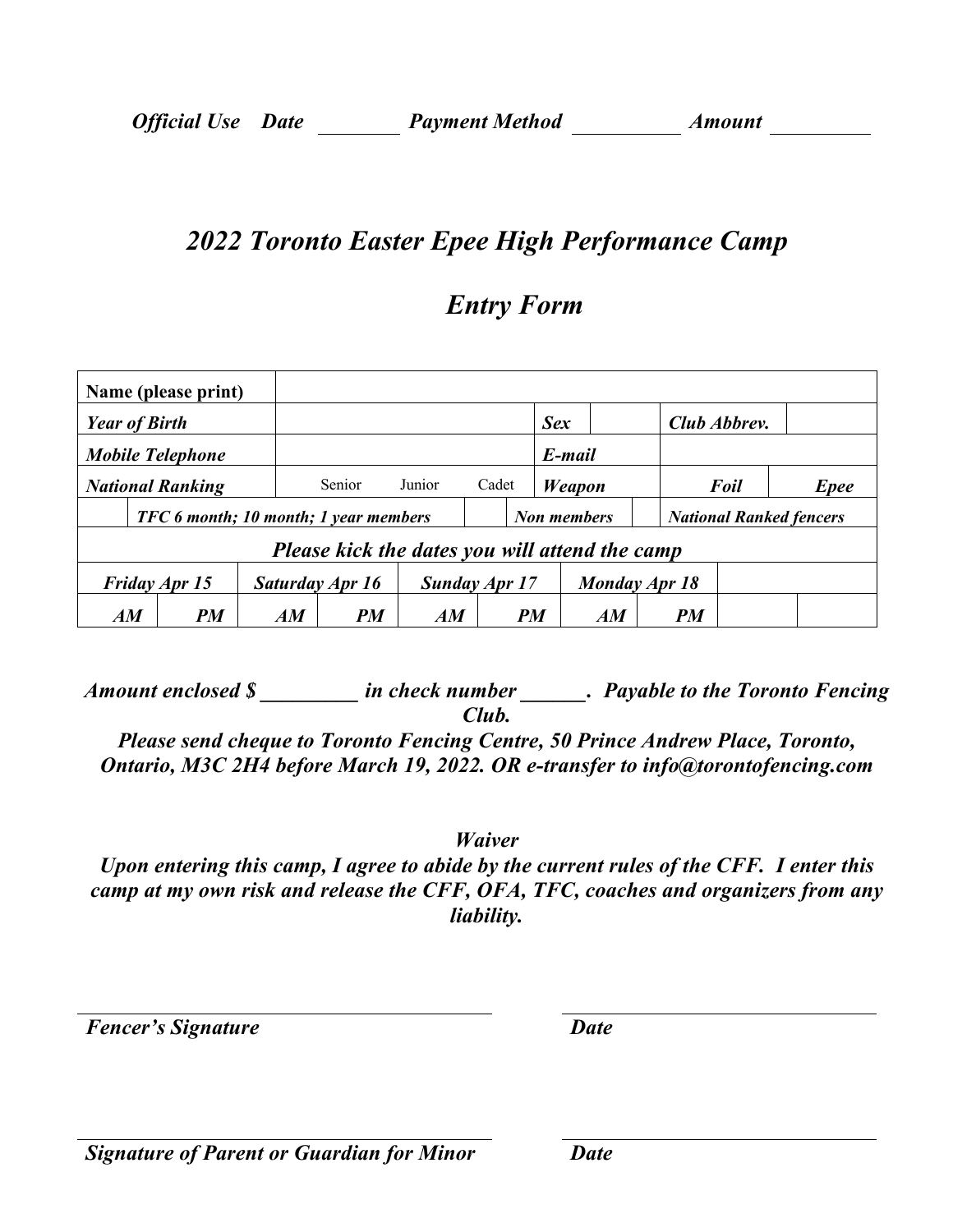*Official Use Date ________ Payment Method __________ Amount _________*

# *2022 Toronto Easter Epee High Performance Camp*

# *Entry Form*

| | | | | | | | | | |
|---|---|---|---|---|---|---|---|---|---|
| **Name (please print)** | | | | | | | | | |
| ***Year of Birth*** | | | | | ***Sex*** | | ***Club Abbrev.*** | | |
| ***Mobile Telephone*** | | | | | ***E-mail*** | | | | |
| ***National Ranking*** | Senior | Junior | Cadet | | ***Weapon*** | | ***Foil*** | | ***Epee*** |
| | ***TFC 6 month; 10 month; 1 year members*** | | | | ***Non members*** | | ***National Ranked fencers*** | | |
| ***Please kick the dates you will attend the camp*** | | | | | | | | | |
| ***Friday Apr 15*** | | ***Saturday Apr 16*** | | ***Sunday Apr 17*** | | ***Monday Apr 18*** | | | |
| ***AM*** | ***PM*** | ***AM*** | ***PM*** | ***AM*** | ***PM*** | ***AM*** | ***PM*** | | |

***Amount enclosed $ _________ in check number ______. Payable to the Toronto Fencing Club.***

***Please send cheque to Toronto Fencing Centre, 50 Prince Andrew Place, Toronto, Ontario, M3C 2H4 before March 19, 2022. OR e-transfer to info@torontofencing.com***

***Waiver***

***Upon entering this camp, I agree to abide by the current rules of the CFF. I enter this camp at my own risk and release the CFF, OFA, TFC, coaches and organizers from any liability.***

_______________________________________ _______________________________

***Fencer's Signature*** ***Date***

_______________________________________ _______________________________

***Signature of Parent or Guardian for Minor*** ***Date***